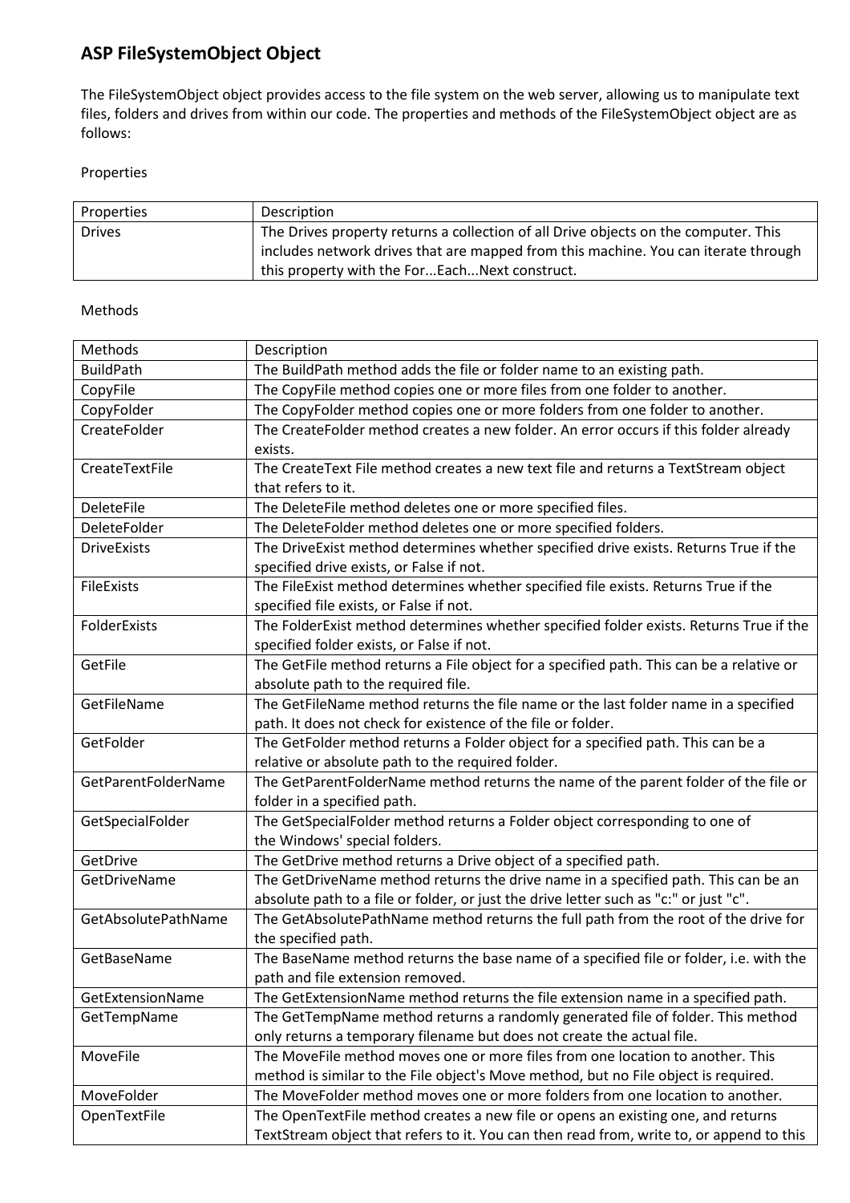## ASP FileSystemObject Object

The FileSystemObject object provides access to the file system on the web server, allowing us to manipulate text files, folders and drives from within our code. The properties and methods of the FileSystemObject object are as follows:

Properties

| Properties | Description |
|---|---|
| Drives | The Drives property returns a collection of all Drive objects on the computer. This includes network drives that are mapped from this machine. You can iterate through this property with the For...Each...Next construct. |

Methods

| Methods | Description |
|---|---|
| BuildPath | The BuildPath method adds the file or folder name to an existing path. |
| CopyFile | The CopyFile method copies one or more files from one folder to another. |
| CopyFolder | The CopyFolder method copies one or more folders from one folder to another. |
| CreateFolder | The CreateFolder method creates a new folder. An error occurs if this folder already exists. |
| CreateTextFile | The CreateText File method creates a new text file and returns a TextStream object that refers to it. |
| DeleteFile | The DeleteFile method deletes one or more specified files. |
| DeleteFolder | The DeleteFolder method deletes one or more specified folders. |
| DriveExists | The DriveExist method determines whether specified drive exists. Returns True if the specified drive exists, or False if not. |
| FileExists | The FileExist method determines whether specified file exists. Returns True if the specified file exists, or False if not. |
| FolderExists | The FolderExist method determines whether specified folder exists. Returns True if the specified folder exists, or False if not. |
| GetFile | The GetFile method returns a File object for a specified path. This can be a relative or absolute path to the required file. |
| GetFileName | The GetFileName method returns the file name or the last folder name in a specified path. It does not check for existence of the file or folder. |
| GetFolder | The GetFolder method returns a Folder object for a specified path. This can be a relative or absolute path to the required folder. |
| GetParentFolderName | The GetParentFolderName method returns the name of the parent folder of the file or folder in a specified path. |
| GetSpecialFolder | The GetSpecialFolder method returns a Folder object corresponding to one of the Windows' special folders. |
| GetDrive | The GetDrive method returns a Drive object of a specified path. |
| GetDriveName | The GetDriveName method returns the drive name in a specified path. This can be an absolute path to a file or folder, or just the drive letter such as "c:" or just "c". |
| GetAbsolutePathName | The GetAbsolutePathName method returns the full path from the root of the drive for the specified path. |
| GetBaseName | The BaseName method returns the base name of a specified file or folder, i.e. with the path and file extension removed. |
| GetExtensionName | The GetExtensionName method returns the file extension name in a specified path. |
| GetTempName | The GetTempName method returns a randomly generated file of folder. This method only returns a temporary filename but does not create the actual file. |
| MoveFile | The MoveFile method moves one or more files from one location to another. This method is similar to the File object's Move method, but no File object is required. |
| MoveFolder | The MoveFolder method moves one or more folders from one location to another. |
| OpenTextFile | The OpenTextFile method creates a new file or opens an existing one, and returns TextStream object that refers to it. You can then read from, write to, or append to this |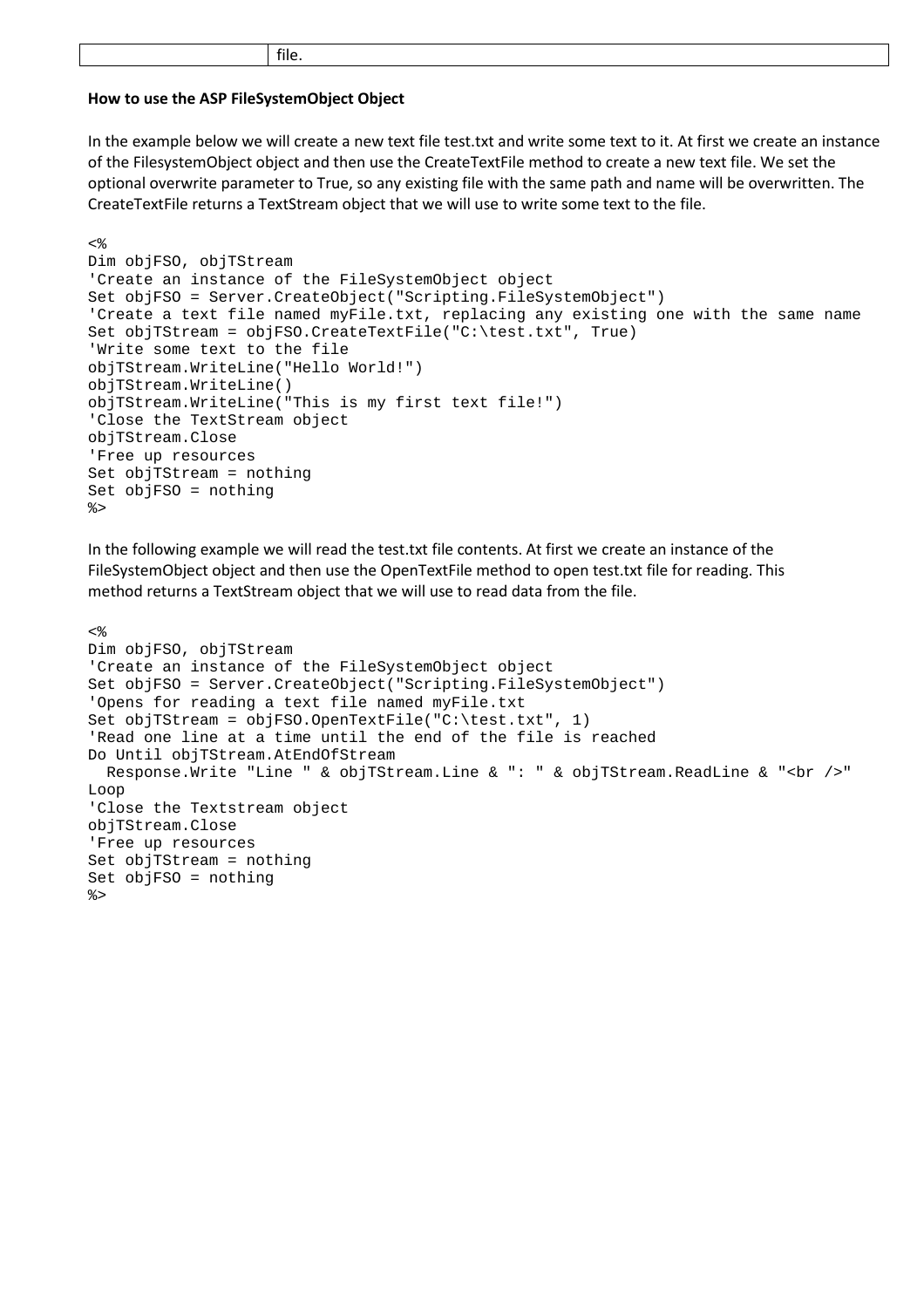| | file. |
|---|---|

**How to use the ASP FileSystemObject Object**

In the example below we will create a new text file test.txt and write some text to it. At first we create an instance of the FilesystemObject object and then use the CreateTextFile method to create a new text file. We set the optional overwrite parameter to True, so any existing file with the same path and name will be overwritten. The CreateTextFile returns a TextStream object that we will use to write some text to the file.

```
<%
Dim objFSO, objTStream
'Create an instance of the FileSystemObject object
Set objFSO = Server.CreateObject("Scripting.FileSystemObject")
'Create a text file named myFile.txt, replacing any existing one with the same name
Set objTStream = objFSO.CreateTextFile("C:\test.txt", True)
'Write some text to the file
objTStream.WriteLine("Hello World!")
objTStream.WriteLine()
objTStream.WriteLine("This is my first text file!")
'Close the TextStream object
objTStream.Close
'Free up resources
Set objTStream = nothing
Set objFSO = nothing
%>
```

In the following example we will read the test.txt file contents. At first we create an instance of the FileSystemObject object and then use the OpenTextFile method to open test.txt file for reading. This method returns a TextStream object that we will use to read data from the file.

```
<%
Dim objFSO, objTStream
'Create an instance of the FileSystemObject object
Set objFSO = Server.CreateObject("Scripting.FileSystemObject")
'Opens for reading a text file named myFile.txt
Set objTStream = objFSO.OpenTextFile("C:\test.txt", 1)
'Read one line at a time until the end of the file is reached
Do Until objTStream.AtEndOfStream
  Response.Write "Line " & objTStream.Line & ": " & objTStream.ReadLine & "<br />"
Loop
'Close the Textstream object
objTStream.Close
'Free up resources
Set objTStream = nothing
Set objFSO = nothing
%>
```